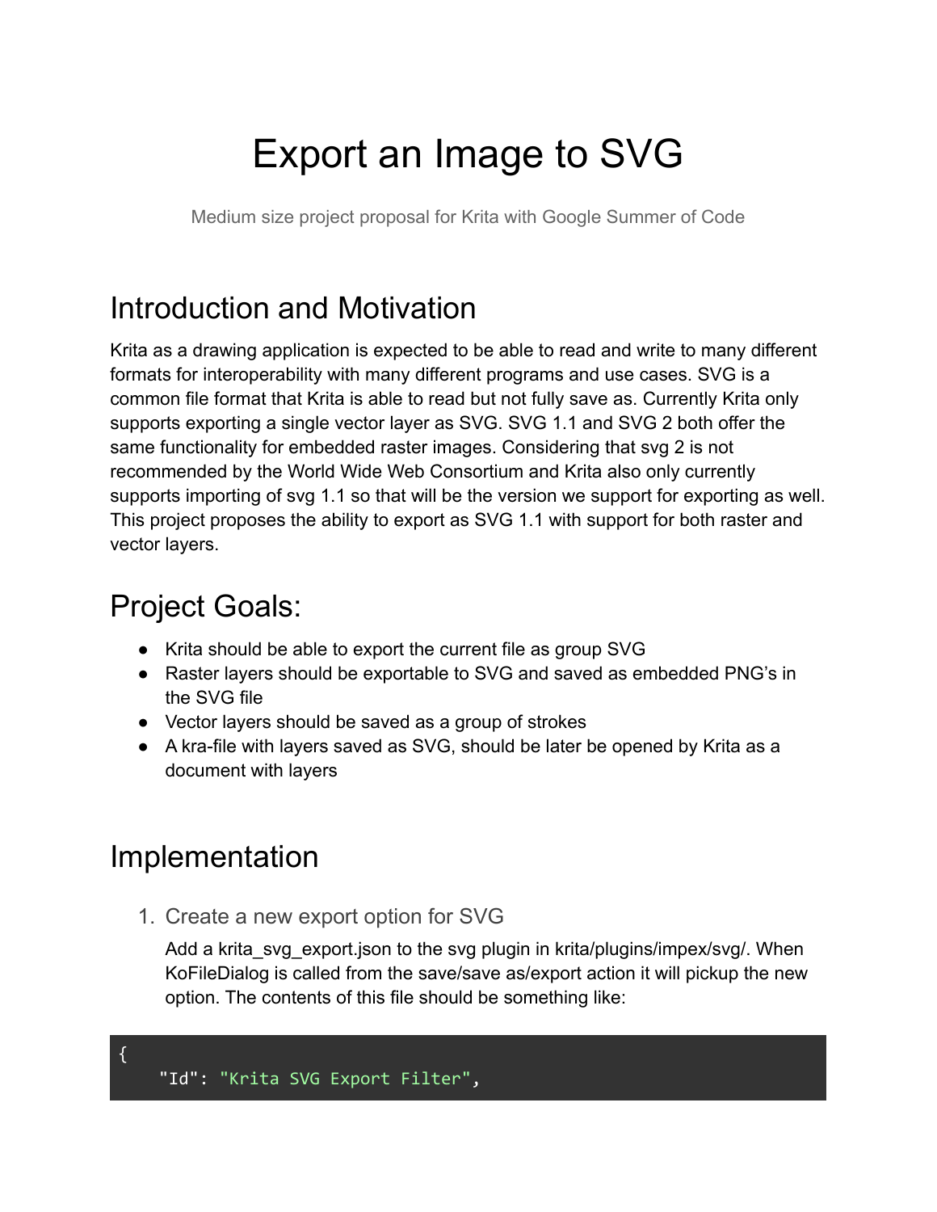# Export an Image to SVG

Medium size project proposal for Krita with Google Summer of Code

## Introduction and Motivation

Krita as a drawing application is expected to be able to read and write to many different formats for interoperability with many different programs and use cases. SVG is a common file format that Krita is able to read but not fully save as. Currently Krita only supports exporting a single vector layer as SVG. SVG 1.1 and SVG 2 both offer the same functionality for embedded raster images. Considering that svg 2 is not recommended by the World Wide Web Consortium and Krita also only currently supports importing of svg 1.1 so that will be the version we support for exporting as well. This project proposes the ability to export as SVG 1.1 with support for both raster and vector layers.

## Project Goals:

- Krita should be able to export the current file as group SVG
- Raster layers should be exportable to SVG and saved as embedded PNG's in the SVG file
- Vector layers should be saved as a group of strokes
- A kra-file with layers saved as SVG, should be later be opened by Krita as a document with layers

## Implementation

1. Create a new export option for SVG

   Add a krita_svg_export.json to the svg plugin in krita/plugins/impex/svg/. When KoFileDialog is called from the save/save as/export action it will pickup the new option. The contents of this file should be something like:

```
{
    "Id": "Krita SVG Export Filter",
```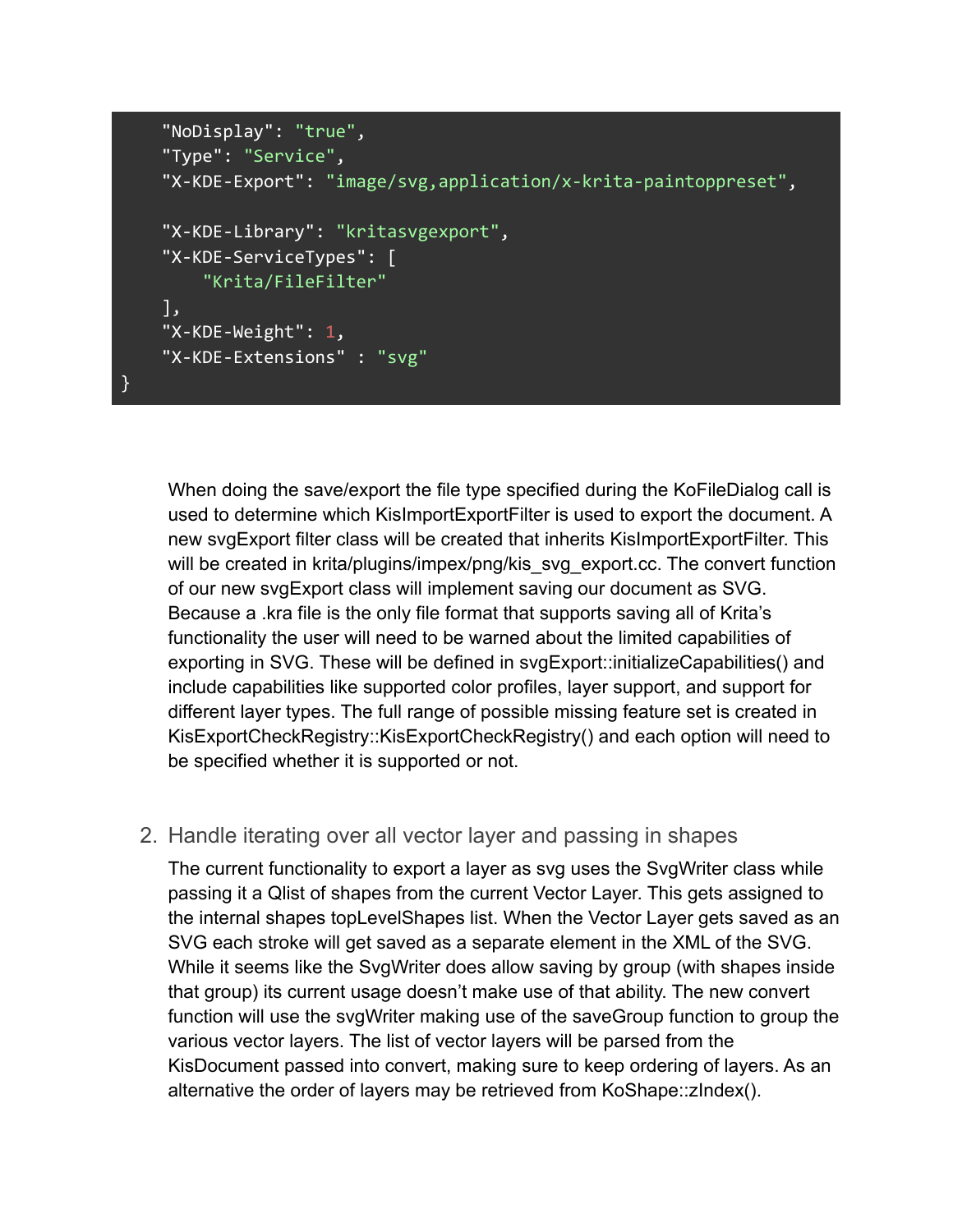```
    "NoDisplay": "true",
    "Type": "Service",
    "X-KDE-Export": "image/svg,application/x-krita-paintoppreset",

    "X-KDE-Library": "kritasvgexport",
    "X-KDE-ServiceTypes": [
        "Krita/FileFilter"
    ],
    "X-KDE-Weight": 1,
    "X-KDE-Extensions" : "svg"
}
```

When doing the save/export the file type specified during the KoFileDialog call is used to determine which KisImportExportFilter is used to export the document. A new svgExport filter class will be created that inherits KisImportExportFilter. This will be created in krita/plugins/impex/png/kis_svg_export.cc. The convert function of our new svgExport class will implement saving our document as SVG. Because a .kra file is the only file format that supports saving all of Krita's functionality the user will need to be warned about the limited capabilities of exporting in SVG. These will be defined in svgExport::initializeCapabilities() and include capabilities like supported color profiles, layer support, and support for different layer types. The full range of possible missing feature set is created in KisExportCheckRegistry::KisExportCheckRegistry() and each option will need to be specified whether it is supported or not.

2. Handle iterating over all vector layer and passing in shapes

The current functionality to export a layer as svg uses the SvgWriter class while passing it a Qlist of shapes from the current Vector Layer. This gets assigned to the internal shapes topLevelShapes list. When the Vector Layer gets saved as an SVG each stroke will get saved as a separate element in the XML of the SVG. While it seems like the SvgWriter does allow saving by group (with shapes inside that group) its current usage doesn't make use of that ability. The new convert function will use the svgWriter making use of the saveGroup function to group the various vector layers. The list of vector layers will be parsed from the KisDocument passed into convert, making sure to keep ordering of layers. As an alternative the order of layers may be retrieved from KoShape::zIndex().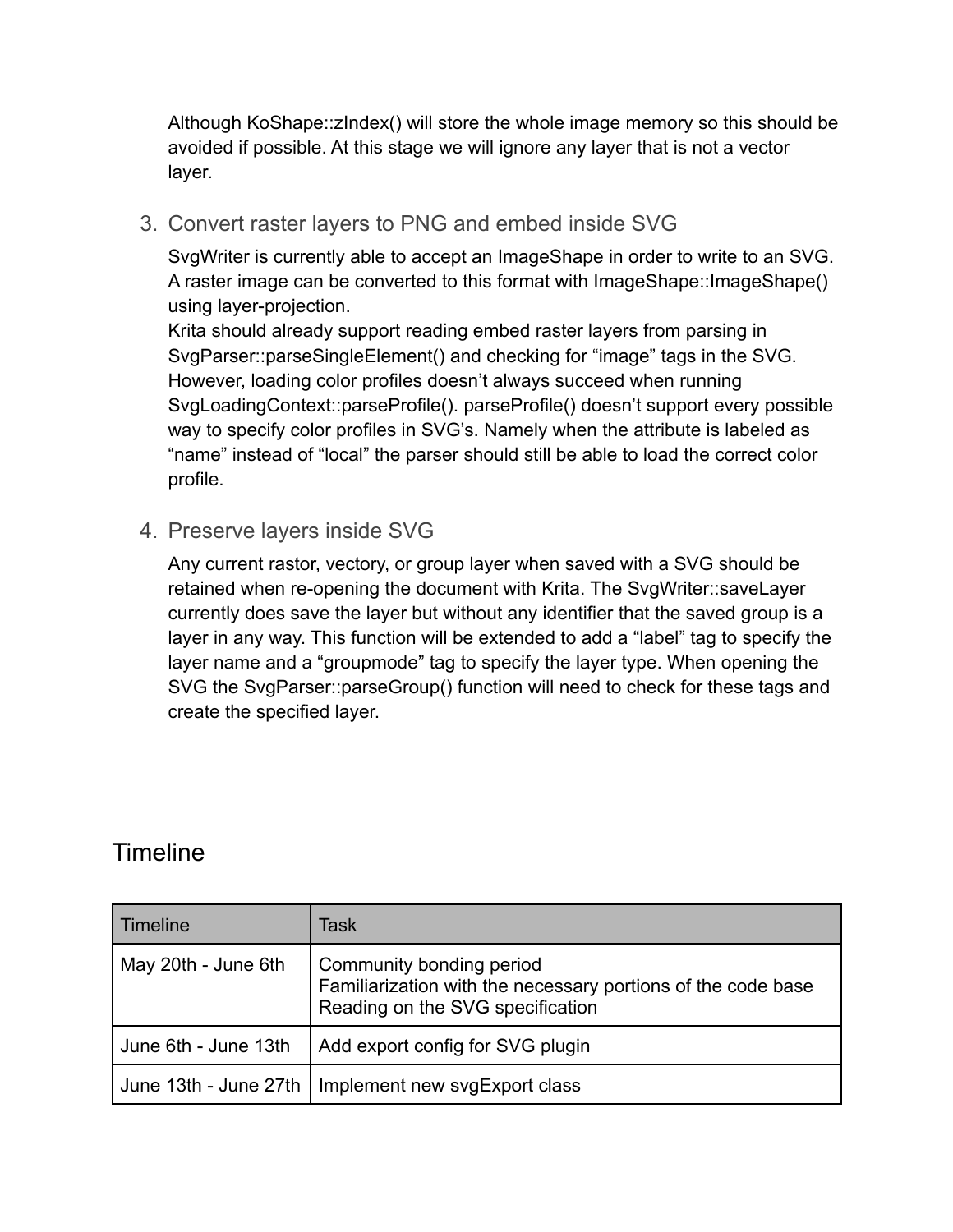Although KoShape::zIndex() will store the whole image memory so this should be avoided if possible. At this stage we will ignore any layer that is not a vector layer.

3. Convert raster layers to PNG and embed inside SVG

   SvgWriter is currently able to accept an ImageShape in order to write to an SVG. A raster image can be converted to this format with ImageShape::ImageShape() using layer-projection.
   Krita should already support reading embed raster layers from parsing in SvgParser::parseSingleElement() and checking for "image" tags in the SVG. However, loading color profiles doesn't always succeed when running SvgLoadingContext::parseProfile(). parseProfile() doesn't support every possible way to specify color profiles in SVG's. Namely when the attribute is labeled as "name" instead of "local" the parser should still be able to load the correct color profile.

4. Preserve layers inside SVG

   Any current rastor, vectory, or group layer when saved with a SVG should be retained when re-opening the document with Krita. The SvgWriter::saveLayer currently does save the layer but without any identifier that the saved group is a layer in any way. This function will be extended to add a "label" tag to specify the layer name and a "groupmode" tag to specify the layer type. When opening the SVG the SvgParser::parseGroup() function will need to check for these tags and create the specified layer.

## Timeline

| Timeline | Task |
|---|---|
| May 20th - June 6th | Community bonding period<br>Familiarization with the necessary portions of the code base<br>Reading on the SVG specification |
| June 6th - June 13th | Add export config for SVG plugin |
| June 13th - June 27th | Implement new svgExport class |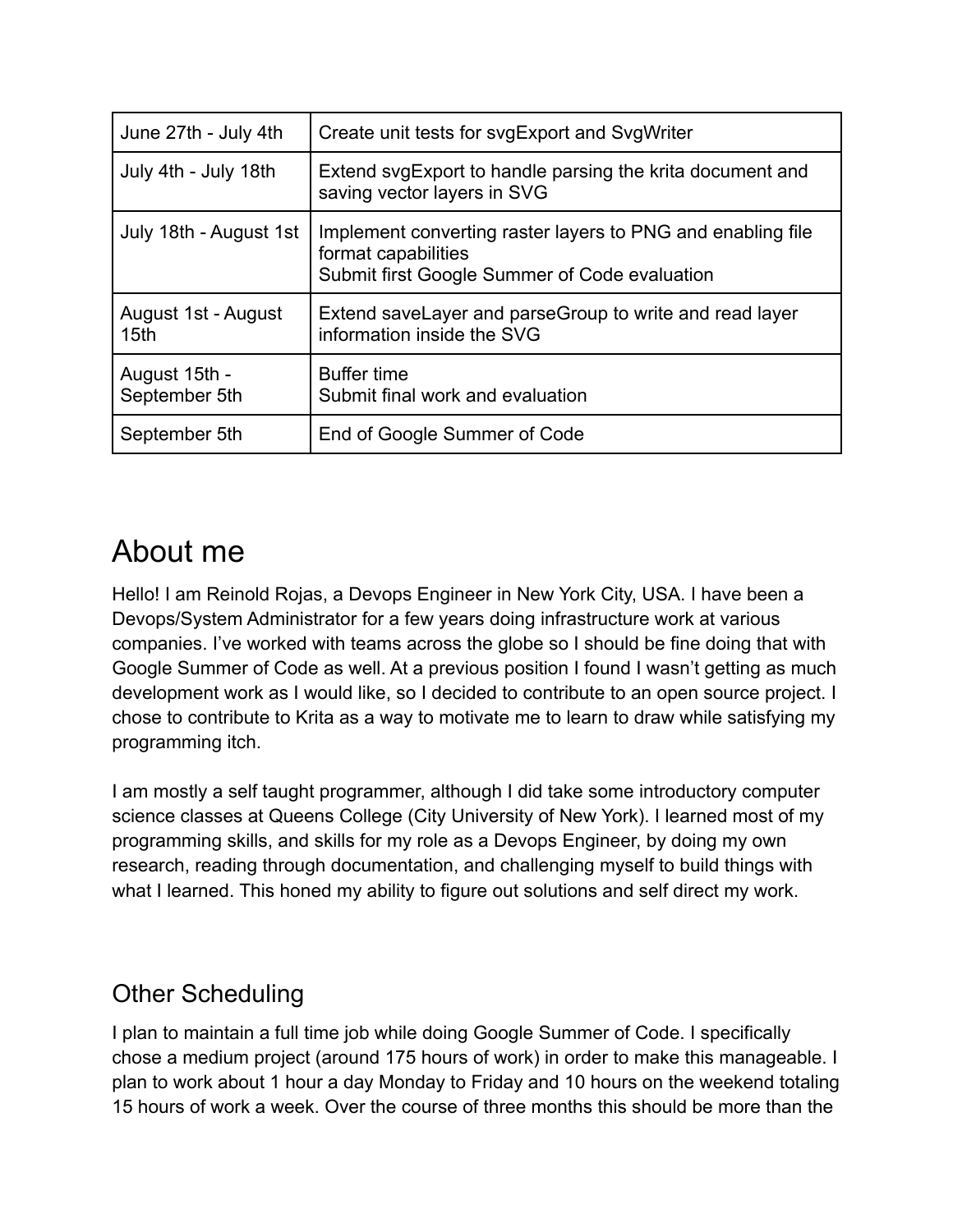| June 27th - July 4th | Create unit tests for svgExport and SvgWriter |
|---|---|
| July 4th - July 18th | Extend svgExport to handle parsing the krita document and saving vector layers in SVG |
| July 18th - August 1st | Implement converting raster layers to PNG and enabling file format capabilities<br>Submit first Google Summer of Code evaluation |
| August 1st - August 15th | Extend saveLayer and parseGroup to write and read layer information inside the SVG |
| August 15th - September 5th | Buffer time<br>Submit final work and evaluation |
| September 5th | End of Google Summer of Code |

# About me

Hello! I am Reinold Rojas, a Devops Engineer in New York City, USA. I have been a Devops/System Administrator for a few years doing infrastructure work at various companies. I've worked with teams across the globe so I should be fine doing that with Google Summer of Code as well. At a previous position I found I wasn't getting as much development work as I would like, so I decided to contribute to an open source project. I chose to contribute to Krita as a way to motivate me to learn to draw while satisfying my programming itch.

I am mostly a self taught programmer, although I did take some introductory computer science classes at Queens College (City University of New York). I learned most of my programming skills, and skills for my role as a Devops Engineer, by doing my own research, reading through documentation, and challenging myself to build things with what I learned. This honed my ability to figure out solutions and self direct my work.

## Other Scheduling

I plan to maintain a full time job while doing Google Summer of Code. I specifically chose a medium project (around 175 hours of work) in order to make this manageable. I plan to work about 1 hour a day Monday to Friday and 10 hours on the weekend totaling 15 hours of work a week. Over the course of three months this should be more than the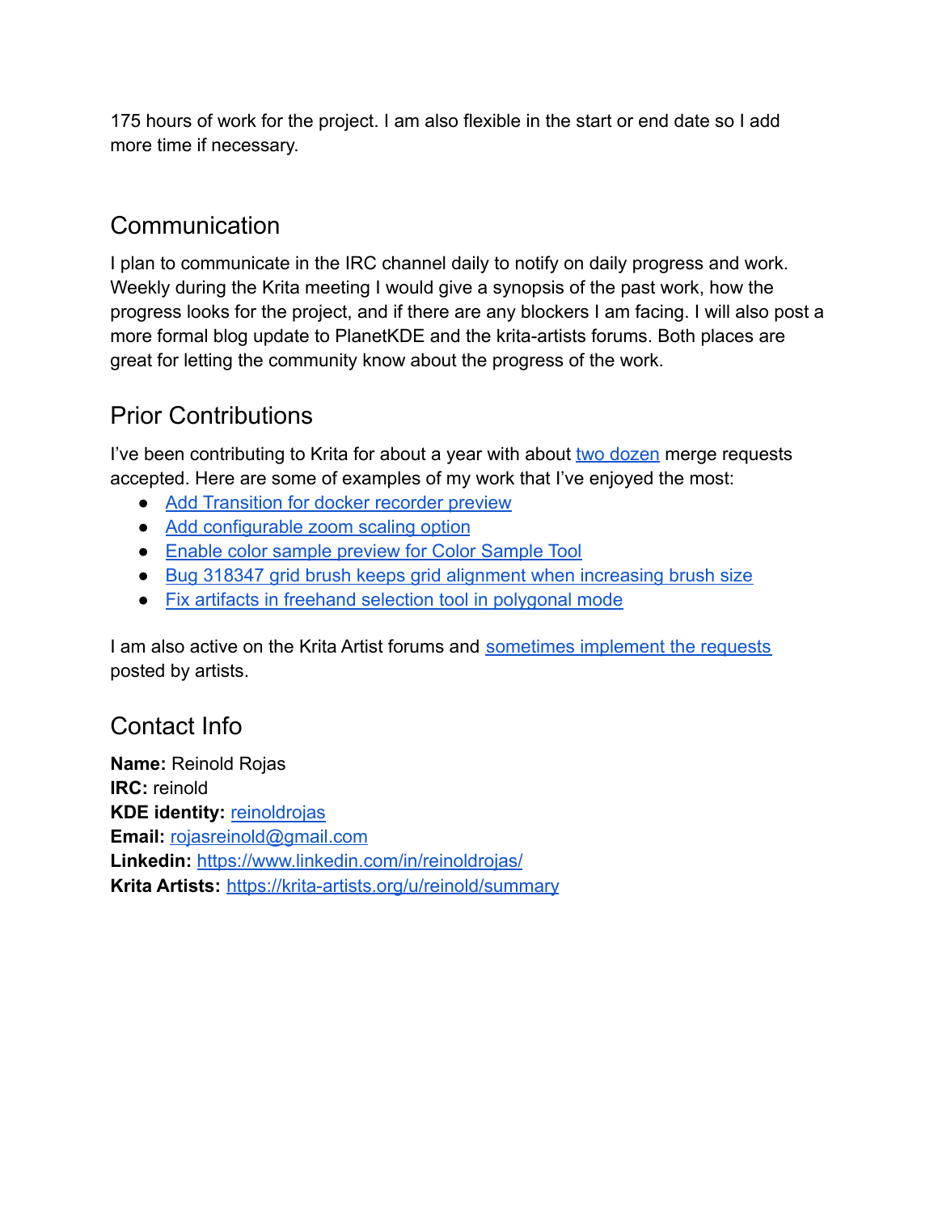175 hours of work for the project. I am also flexible in the start or end date so I add more time if necessary.

## Communication

I plan to communicate in the IRC channel daily to notify on daily progress and work. Weekly during the Krita meeting I would give a synopsis of the past work, how the progress looks for the project, and if there are any blockers I am facing. I will also post a more formal blog update to PlanetKDE and the krita-artists forums. Both places are great for letting the community know about the progress of the work.

## Prior Contributions

I've been contributing to Krita for about a year with about two dozen merge requests accepted. Here are some of examples of my work that I've enjoyed the most:

- Add Transition for docker recorder preview
- Add configurable zoom scaling option
- Enable color sample preview for Color Sample Tool
- Bug 318347 grid brush keeps grid alignment when increasing brush size
- Fix artifacts in freehand selection tool in polygonal mode

I am also active on the Krita Artist forums and sometimes implement the requests posted by artists.

## Contact Info

**Name:** Reinold Rojas
**IRC:** reinold
**KDE identity:** reinoldrojas
**Email:** rojasreinold@gmail.com
**Linkedin:** https://www.linkedin.com/in/reinoldrojas/
**Krita Artists:** https://krita-artists.org/u/reinold/summary